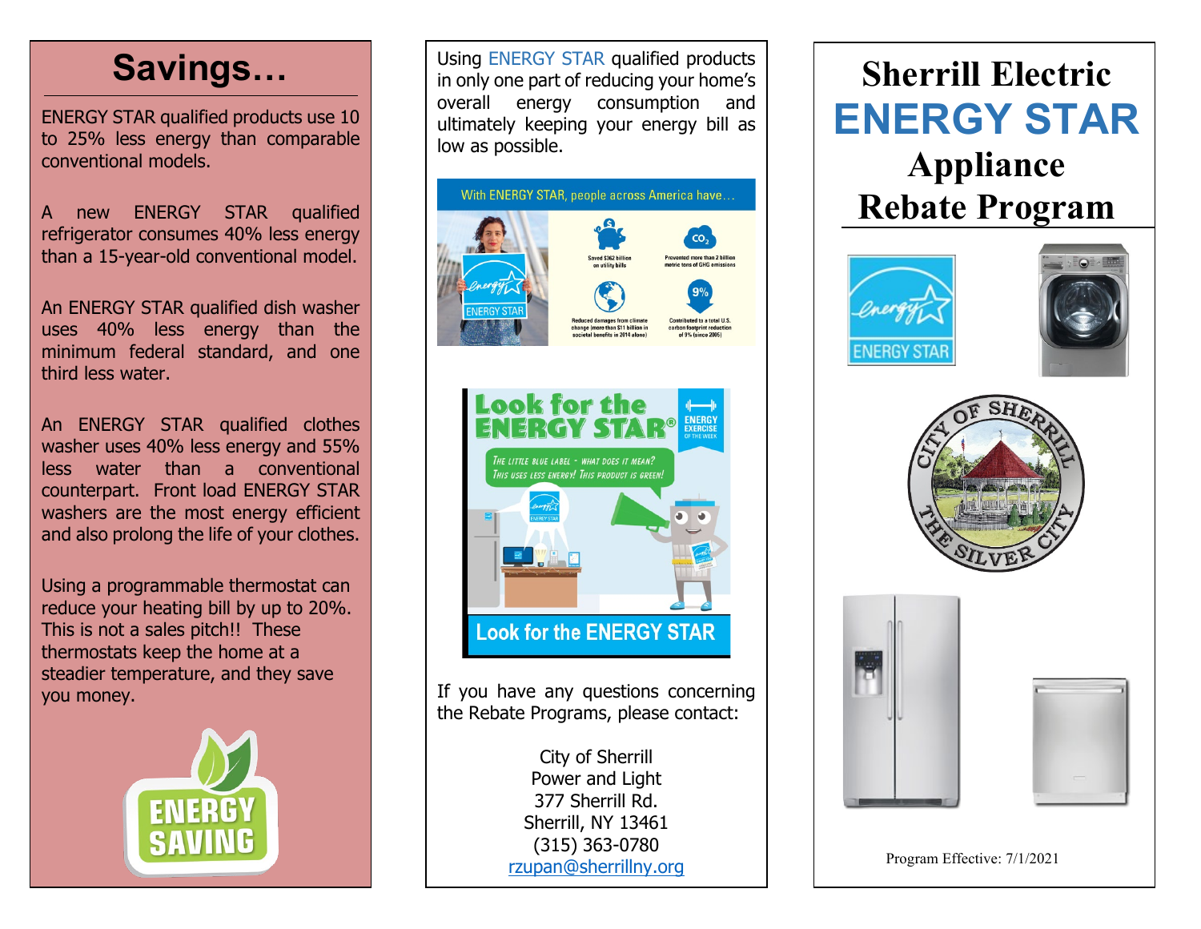# Savings…

ENERGY STAR qualified products use 10 to 25% less energy than comparable conventional models.

A new ENERGY STAR qualified refrigerator consumes 40% less energy than a 15-year-old conventional model.

An ENERGY STAR qualified dish washer uses 40% less energy than the minimum federal standard, and one third less water.

An ENERGY STAR qualified clothes washer uses 40% less energy and 55% less water than a conventional counterpart. Front load ENERGY STAR washers are the most energy efficient and also prolong the life of your clothes.

Using a programmable thermostat can reduce your heating bill by up to 20%. This is not a sales pitch!! These thermostats keep the home at a steadier temperature, and they save you money.

Using ENERGY STAR qualified products in only one part of reducing your home's overall energy consumption and ultimately keeping your energy bill as low as possible.

If you have any questions concerning the Rebate Programs, please contact:

City of Sherrill
Power and Light
377 Sherrill Rd.
Sherrill, NY 13461
(315) 363-0780
rzupan@sherrillny.org

# Sherrill Electric ENERGY STAR Appliance Rebate Program

Program Effective: 7/1/2021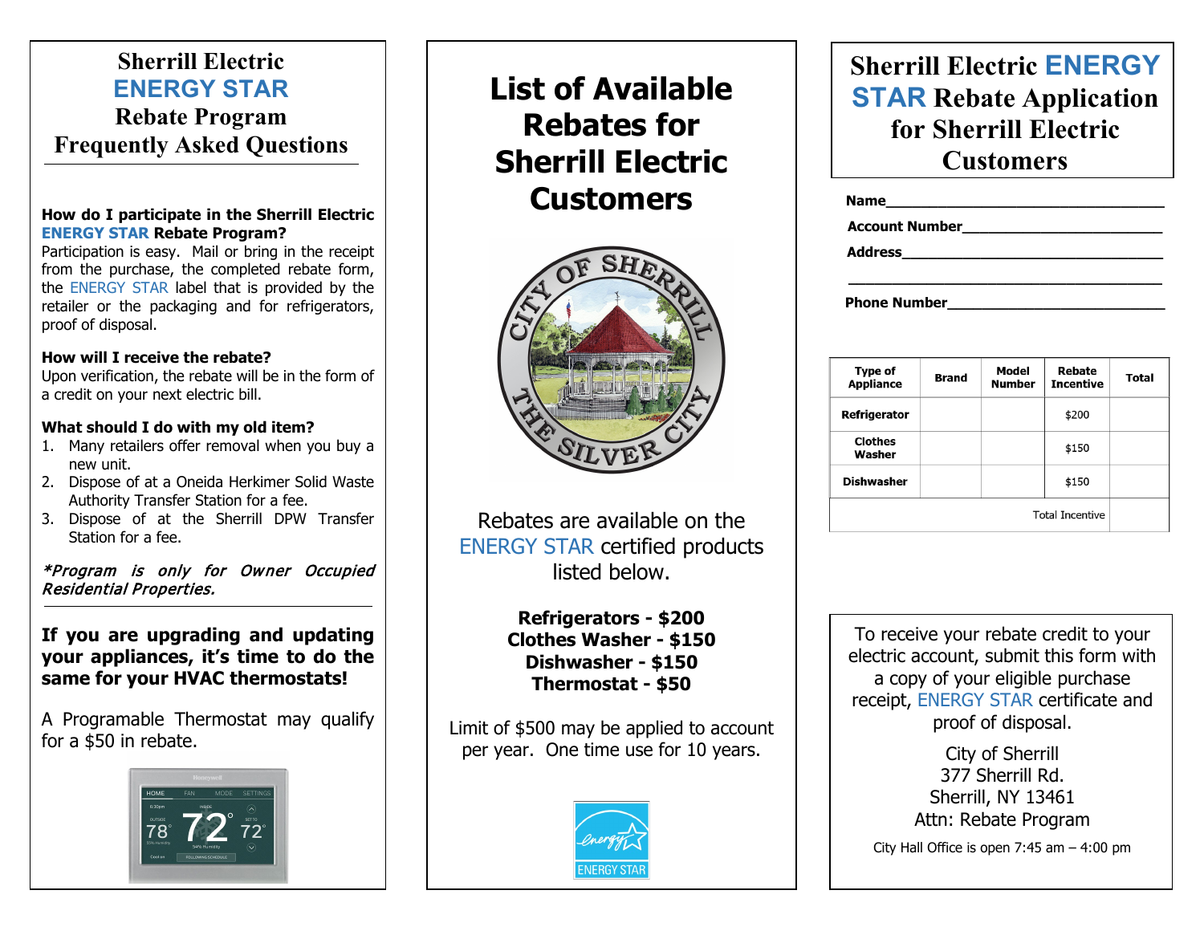# Sherrill Electric ENERGY STAR Rebate Program Frequently Asked Questions

**How do I participate in the Sherrill Electric ENERGY STAR Rebate Program?**
Participation is easy. Mail or bring in the receipt from the purchase, the completed rebate form, the ENERGY STAR label that is provided by the retailer or the packaging and for refrigerators, proof of disposal.

**How will I receive the rebate?**
Upon verification, the rebate will be in the form of a credit on your next electric bill.

**What should I do with my old item?**

1. Many retailers offer removal when you buy a new unit.
2. Dispose of at a Oneida Herkimer Solid Waste Authority Transfer Station for a fee.
3. Dispose of at the Sherrill DPW Transfer Station for a fee.

***Program is only for Owner Occupied Residential Properties.***

**If you are upgrading and updating your appliances, it's time to do the same for your HVAC thermostats!**

A Programable Thermostat may qualify for a $50 in rebate.

# List of Available Rebates for Sherrill Electric Customers

CITY OF SHERRILL
THE SILVER CITY

Rebates are available on the ENERGY STAR certified products listed below.

**Refrigerators - $200**
**Clothes Washer - $150**
**Dishwasher - $150**
**Thermostat - $50**

Limit of $500 may be applied to account per year. One time use for 10 years.

ENERGY STAR

# Sherrill Electric ENERGY STAR Rebate Application for Sherrill Electric Customers

**Name**________________________________

**Account Number**________________________

**Address**______________________________

________________________________________

**Phone Number**__________________________

| Type of Appliance | Brand | Model Number | Rebate Incentive | Total |
|---|---|---|---|---|
| **Refrigerator** | | | $200 | |
| **Clothes Washer** | | | $150 | |
| **Dishwasher** | | | $150 | |
| | | | Total Incentive | |

To receive your rebate credit to your electric account, submit this form with a copy of your eligible purchase receipt, ENERGY STAR certificate and proof of disposal.

City of Sherrill
377 Sherrill Rd.
Sherrill, NY 13461
Attn: Rebate Program

City Hall Office is open 7:45 am – 4:00 pm